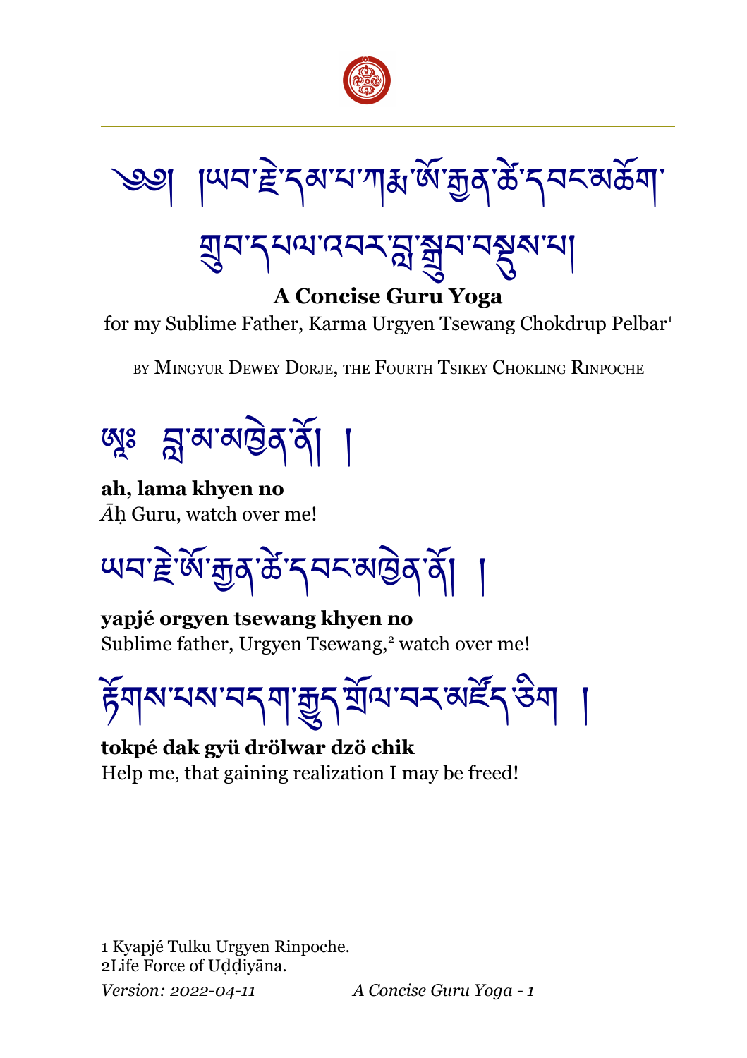༄༅། །ཡབ་རྗེ་དམ་པ་ཀརྨ་ཨོ་རྒྱན་ཚེ་དབང་མཆོག་གྲུབ་དཔལ་འབར་བླ་སྒྲུབ་བསྡུས་པ།

# A Concise Guru Yoga

for my Sublime Father, Karma Urgyen Tsewang Chokdrup Pelbar[1]

BY MINGYUR DEWEY DORJE, THE FOURTH TSIKEY CHOKLING RINPOCHE

ཨཱཿ བླ་མ་མཁྱེན་ནོ། །

**ah, lama khyen no**
*Ā*ḥ Guru, watch over me!

ཡབ་རྗེ་ཨོ་རྒྱན་ཚེ་དབང་མཁྱེན་ནོ། །

**yapjé orgyen tsewang khyen no**
Sublime father, Urgyen Tsewang,[2] watch over me!

རྟོགས་པས་བདག་རྒྱུད་གྲོལ་བར་མཛོད་ཅིག །

**tokpé dak gyü drölwar dzö chik**
Help me, that gaining realization I may be freed!

1 Kyapjé Tulku Urgyen Rinpoche.
2Life Force of Uḍḍiyāna.

*Version: 2022-04-11*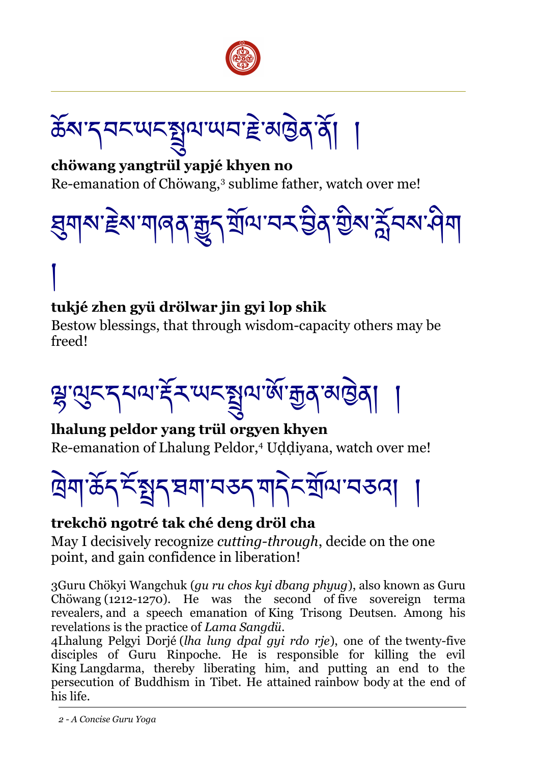ཆོས་དབང་ཡང་སྤྲུལ་ཡབ་རྗེ་མཁྱེན་ནོ། །

**chöwang yangtrül yapjé khyen no**

Re-emanation of Chöwang,[3] sublime father, watch over me!

ཐུགས་རྗེས་གཞན་རྒྱུད་གྲོལ་བར་བྱིན་གྱིས་རློབས་ཤིག །

**tukjé zhen gyü drölwar jin gyi lop shik**

Bestow blessings, that through wisdom-capacity others may be freed!

ལྷ་ལུང་དཔལ་རྡོར་ཡང་སྤྲུལ་ཨོ་རྒྱན་མཁྱེན། །

**lhalung peldor yang trül orgyen khyen**

Re-emanation of Lhalung Peldor,[4] Uḍḍiyana, watch over me!

ཁྲེག་ཆོད་ངོ་སྤྲོད་ཐག་བཅད་གདེང་གྲོལ་བཅའ། །

**trekchö ngotré tak ché deng dröl cha**

May I decisively recognize *cutting-through*, decide on the one point, and gain confidence in liberation!

---

3Guru Chökyi Wangchuk (*gu ru chos kyi dbang phyug*), also known as Guru Chöwang (1212-1270). He was the second of five sovereign terma revealers, and a speech emanation of King Trisong Deutsen. Among his revelations is the practice of *Lama Sangdü*.

4Lhalung Pelgyi Dorjé (*lha lung dpal gyi rdo rje*), one of the twenty-five disciples of Guru Rinpoche. He is responsible for killing the evil King Langdarma, thereby liberating him, and putting an end to the persecution of Buddhism in Tibet. He attained rainbow body at the end of his life.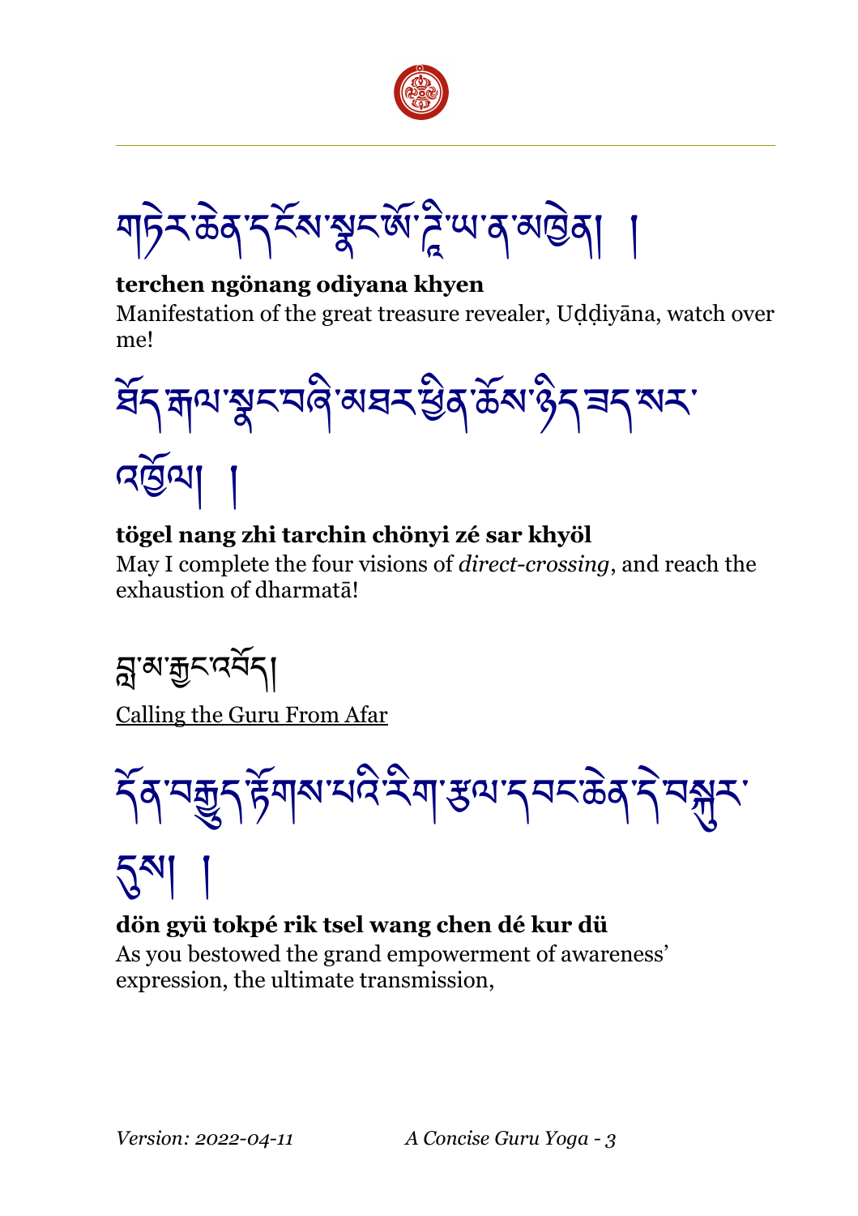གཏེར་ཆེན་དངོས་སྣང་ཨོ་ḍི་ཡ་ན་མཁྱེན། །

**terchen ngönang odiyana khyen**

Manifestation of the great treasure revealer, Uḍḍiyāna, watch over me!

ཐོད་རྒལ་སྣང་བཞི་མཐར་ཕྱིན་ཆོས་ཉིད་ཟད་སར་འཁྱོལ། །

**tögel nang zhi tarchin chönyi zé sar khyöl**

May I complete the four visions of *direct-crossing*, and reach the exhaustion of dharmatā!

བླ་མ་རྒྱང་འབོད།

Calling the Guru From Afar

དོན་བརྒྱུད་རྟོགས་པའི་རིག་རྩལ་དབང་ཆེན་དེ་བསྐུར་དུས། །

**dön gyü tokpé rik tsel wang chen dé kur dü**

As you bestowed the grand empowerment of awareness' expression, the ultimate transmission,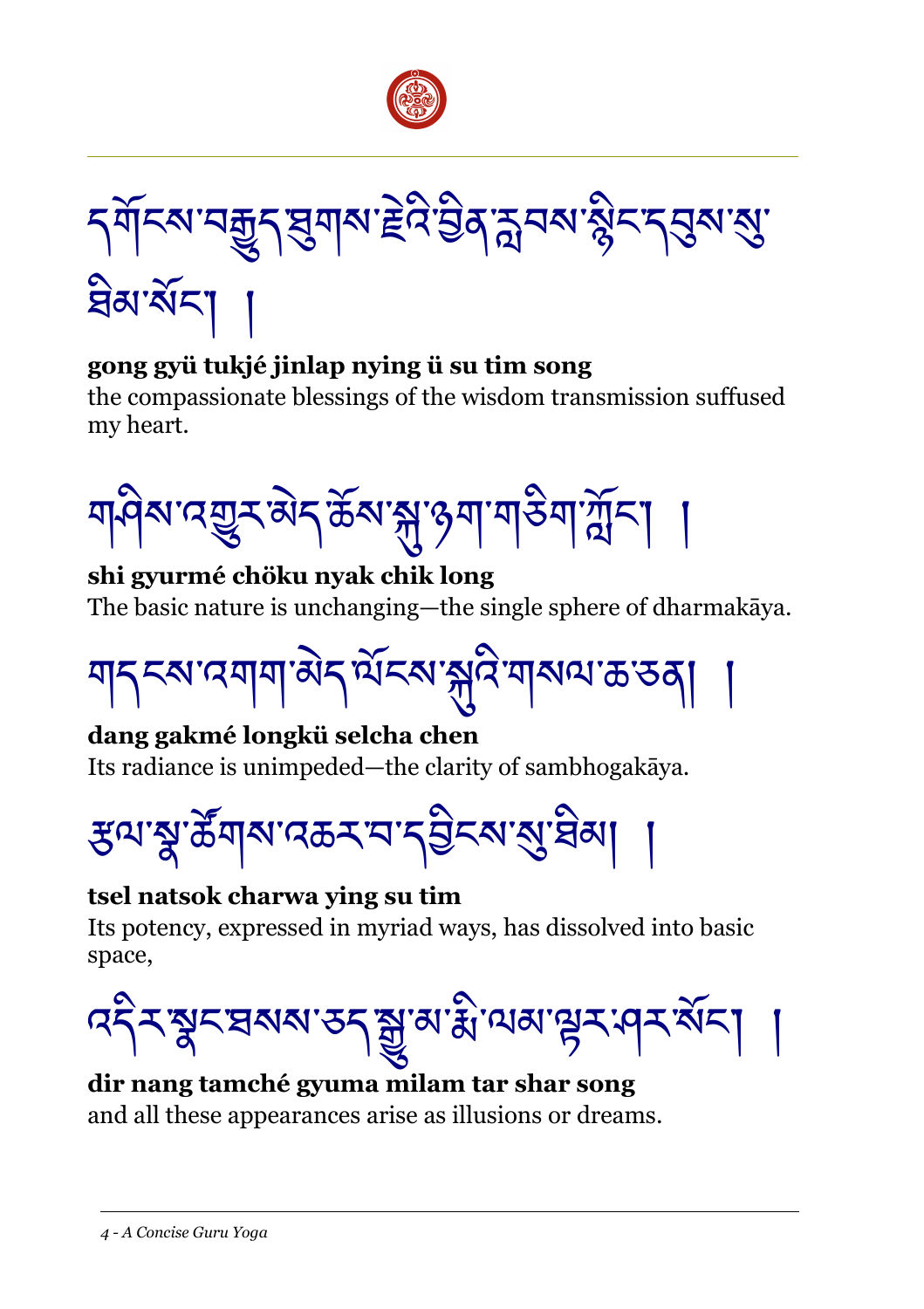དགོངས་བརྒྱུད་ཐུགས་རྗེའི་བྱིན་རླབས་སྙིང་དབུས་སུ་ཐིམ་སོང་། །

**gong gyü tukjé jinlap nying ü su tim song**

the compassionate blessings of the wisdom transmission suffused my heart.

གཤིས་འགྱུར་མེད་ཆོས་སྐུ་ཉག་གཅིག་ཀློང་། །

**shi gyurmé chöku nyak chik long**

The basic nature is unchanging—the single sphere of dharmakāya.

གདངས་འགག་མེད་ལོངས་སྐུའི་གསལ་ཆ་ཅན། །

**dang gakmé longkü selcha chen**

Its radiance is unimpeded—the clarity of sambhogakāya.

རྩལ་སྣ་ཚོགས་འཆར་བ་དབྱིངས་སུ་ཐིམ། །

**tsel natsok charwa ying su tim**

Its potency, expressed in myriad ways, has dissolved into basic space,

འདིར་སྣང་ཐམས་ཅད་སྒྱུ་མ་རྨི་ལམ་ལྟར་ཤར་སོང་། །

**dir nang tamché gyuma milam tar shar song**

and all these appearances arise as illusions or dreams.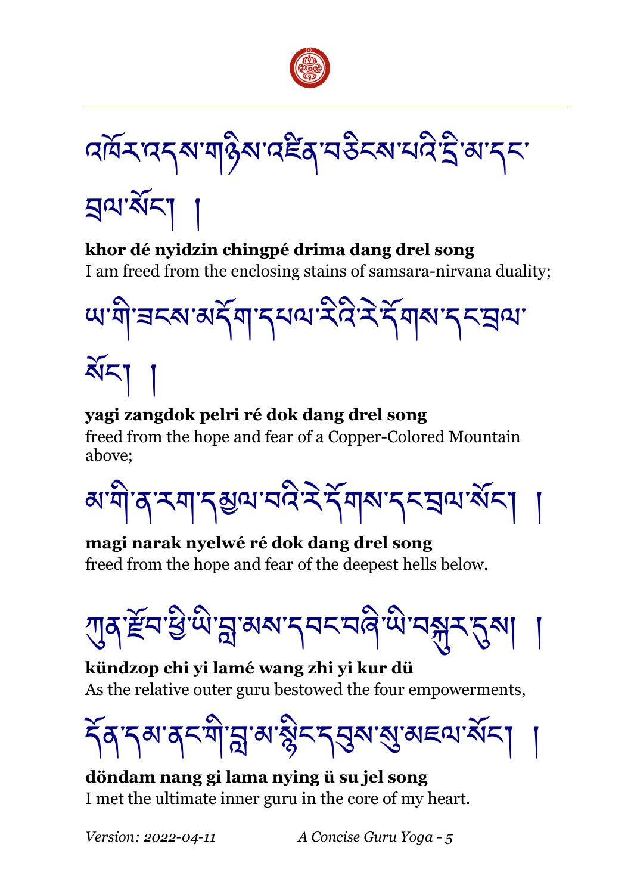འཁོར་འདས་གཉིས་འཛིན་བཅིངས་པའི་དྲི་མ་དང་བྲལ་སོང་། །

**khor dé nyidzin chingpé drima dang drel song**
I am freed from the enclosing stains of samsara-nirvana duality;

ཡ་གི་ཟངས་མདོག་དཔལ་རིའི་རེ་དོགས་དང་བྲལ་སོང་། །

**yagi zangdok pelri ré dok dang drel song**
freed from the hope and fear of a Copper-Colored Mountain above;

མ་གི་ན་རག་དམྱལ་བའི་རེ་དོགས་དང་བྲལ་སོང་། །

**magi narak nyelwé ré dok dang drel song**
freed from the hope and fear of the deepest hells below.

ཀུན་རྫོབ་ཕྱི་ཡི་བླ་མས་དབང་བཞི་ཡི་བསྐུར་དུས། །

**kündzop chi yi lamé wang zhi yi kur dü**
As the relative outer guru bestowed the four empowerments,

དོན་དམ་ནང་གི་བླ་མ་སྙིང་དབུས་སུ་མཇལ་སོང་། །

**döndam nang gi lama nying ü su jel song**
I met the ultimate inner guru in the core of my heart.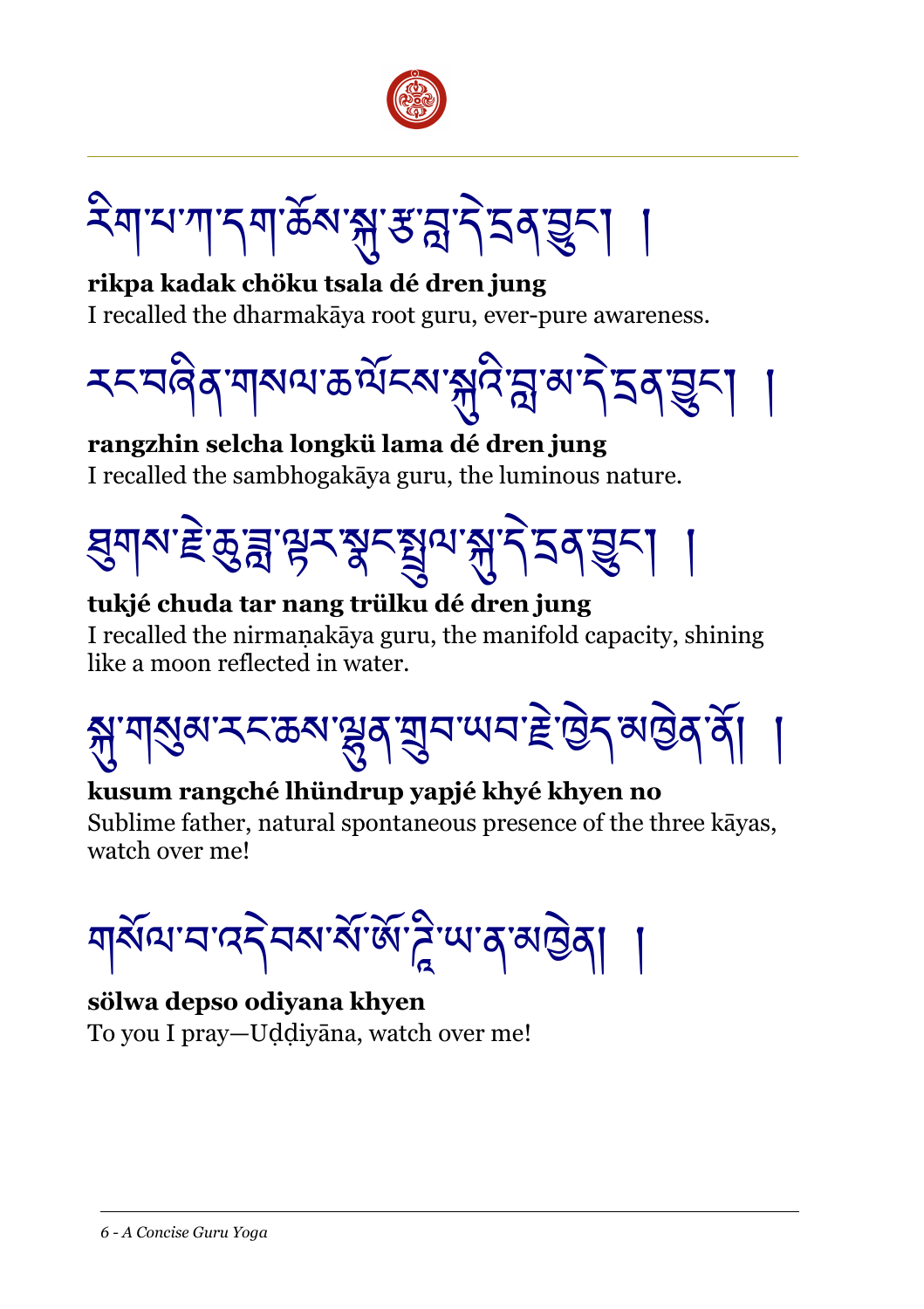རིག་པ་ཀ་དག་ཆོས་སྐུ་རྩ་བླ་དེ་དྲན་བྱུང་། །

**rikpa kadak chöku tsala dé dren jung**
I recalled the dharmakāya root guru, ever-pure awareness.

རང་བཞིན་གསལ་ཆ་ལོངས་སྐུའི་བླ་མ་དེ་དྲན་བྱུང་། །

**rangzhin selcha longkü lama dé dren jung**
I recalled the sambhogakāya guru, the luminous nature.

ཐུགས་རྗེ་ཆུ་ཟླ་ལྟར་སྣང་སྤྲུལ་སྐུ་དེ་དྲན་བྱུང་། །

**tukjé chuda tar nang trülku dé dren jung**
I recalled the nirmaṇakāya guru, the manifold capacity, shining like a moon reflected in water.

སྐུ་གསུམ་རང་ཆས་ལྷུན་གྲུབ་ཡབ་རྗེ་ཁྱེད་མཁྱེན་ནོ། །

**kusum rangché lhündrup yapjé khyé khyen no**
Sublime father, natural spontaneous presence of the three kāyas, watch over me!

གསོལ་བ་འདེབས་སོ་ཨོ་ཌི་ཡ་ན་མཁྱེན། །

**sölwa depso odiyana khyen**
To you I pray—Uḍḍiyāna, watch over me!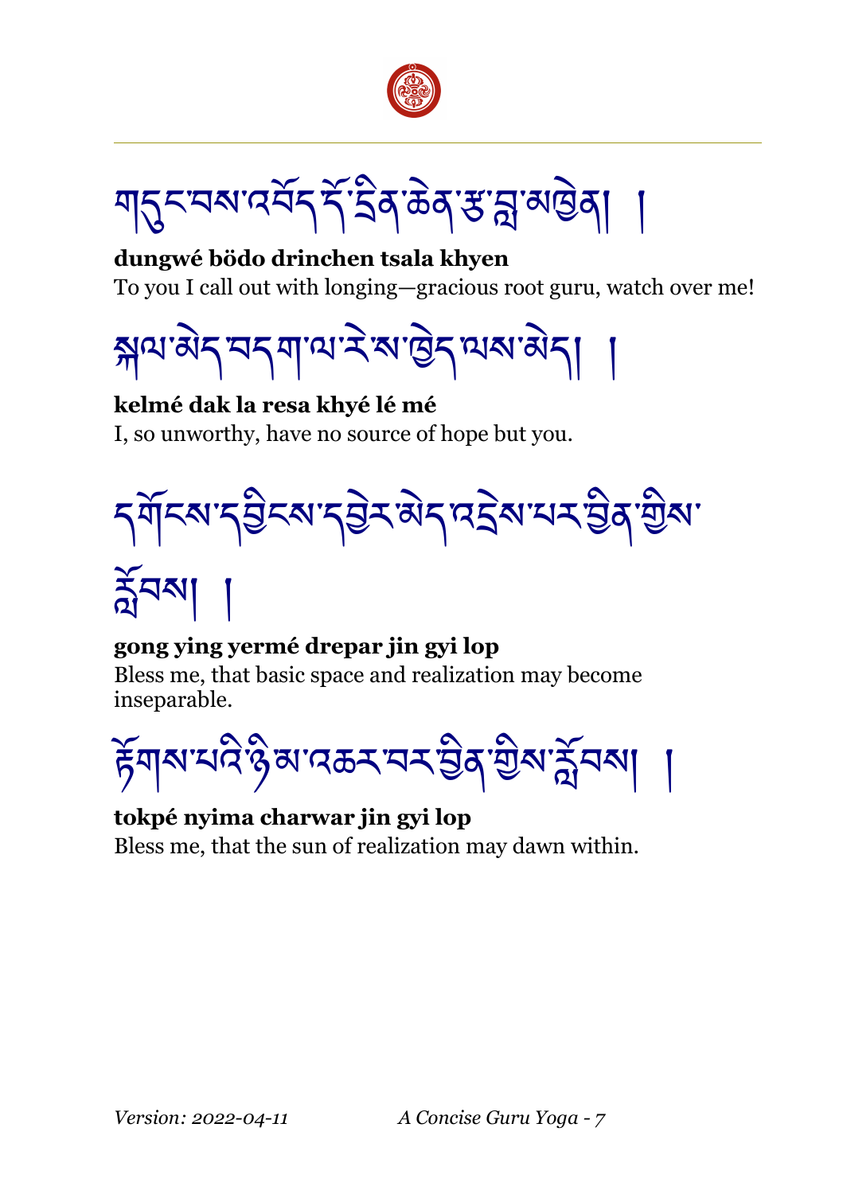གདུང་བས་འབོད་དོ་དྲིན་ཆེན་རྩ་བླ་མཁྱེན། །

**dungwé bödo drinchen tsala khyen**
To you I call out with longing—gracious root guru, watch over me!

སྐལ་མེད་བདག་ལ་རེ་ས་ཁྱེད་ལས་མེད། །

**kelmé dak la resa khyé lé mé**
I, so unworthy, have no source of hope but you.

དགོངས་དབྱིངས་དབྱེར་མེད་འདྲེས་པར་བྱིན་གྱིས་རློབས། །

**gong ying yermé drepar jin gyi lop**
Bless me, that basic space and realization may become inseparable.

རྟོགས་པའི་ཉི་མ་འཆར་བར་བྱིན་གྱིས་རློབས། །

**tokpé nyima charwar jin gyi lop**
Bless me, that the sun of realization may dawn within.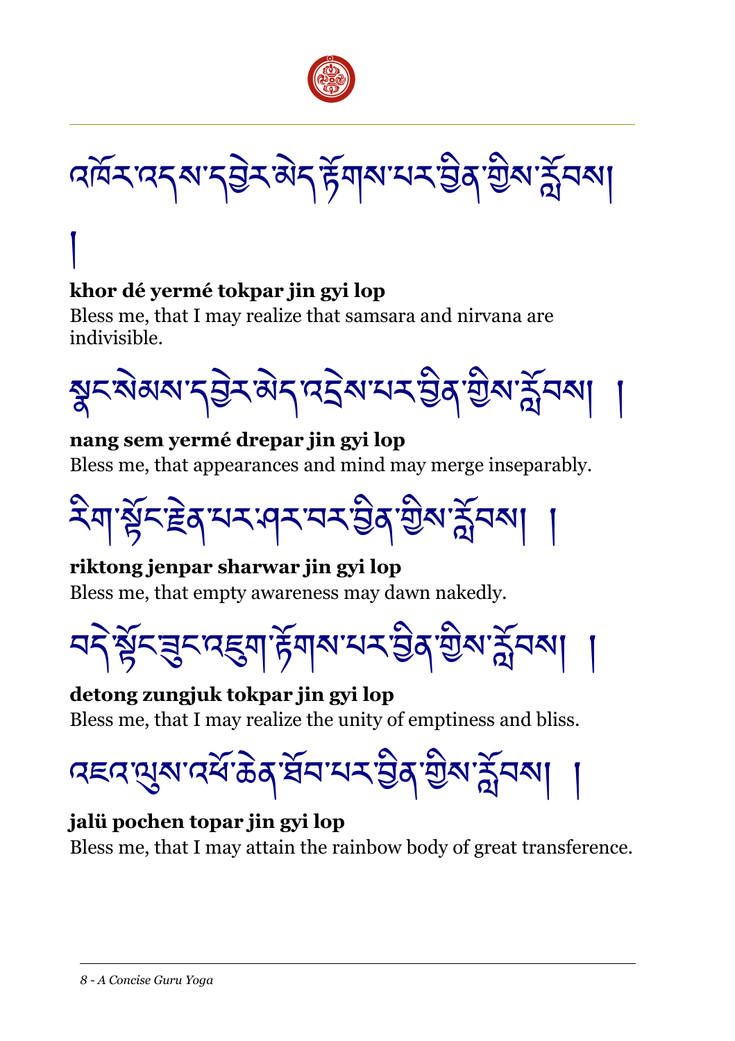འཁོར་འདས་དབྱེར་མེད་རྟོགས་པར་བྱིན་གྱིས་རློབས། །

**khor dé yermé tokpar jin gyi lop**
Bless me, that I may realize that samsara and nirvana are indivisible.

སྣང་སེམས་དབྱེར་མེད་འདྲེས་པར་བྱིན་གྱིས་རློབས། །

**nang sem yermé drepar jin gyi lop**
Bless me, that appearances and mind may merge inseparably.

རིག་སྟོང་རྗེན་པར་ཤར་བར་བྱིན་གྱིས་རློབས། །

**riktong jenpar sharwar jin gyi lop**
Bless me, that empty awareness may dawn nakedly.

བདེ་སྟོང་ཟུང་འཇུག་རྟོགས་པར་བྱིན་གྱིས་རློབས། །

**detong zungjuk tokpar jin gyi lop**
Bless me, that I may realize the unity of emptiness and bliss.

འཇའ་ལུས་འཕོ་ཆེན་ཐོབ་པར་བྱིན་གྱིས་རློབས། །

**jalü pochen topar jin gyi lop**
Bless me, that I may attain the rainbow body of great transference.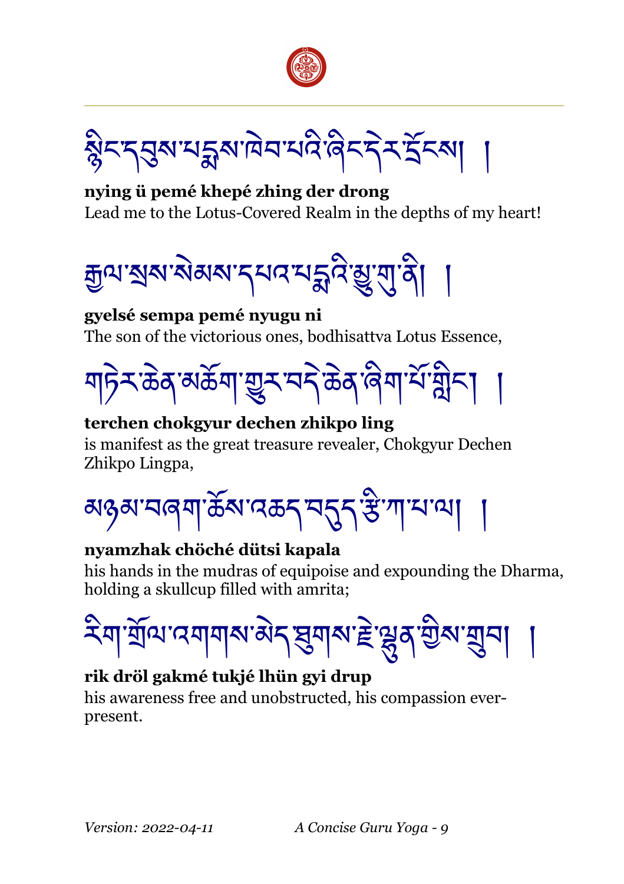སྙིང་དབུས་པདྨ་ཁེབ་པའི་ཞིང་དེར་དྲོངས། །

**nying ü pemé khepé zhing der drong**
Lead me to the Lotus-Covered Realm in the depths of my heart!

རྒྱལ་སྲས་སེམས་དཔའ་པདྨའི་སྙུ་གུ་ནི། །

**gyelsé sempa pemé nyugu ni**
The son of the victorious ones, bodhisattva Lotus Essence,

གཏེར་ཆེན་མཆོག་གྱུར་བདེ་ཆེན་ཞིག་པོ་གླིང་། །

**terchen chokgyur dechen zhikpo ling**
is manifest as the great treasure revealer, Chokgyur Dechen Zhikpo Lingpa,

མཉམ་བཞག་ཆོས་འཆད་བདུད་རྩི་ཀ་པ་ལ། །

**nyamzhak chöché dütsi kapala**
his hands in the mudras of equipoise and expounding the Dharma, holding a skullcup filled with amrita;

རིག་གྲོལ་འགགས་མེད་ཐུགས་རྗེ་ལྷུན་གྱིས་གྲུབ། །

**rik dröl gakmé tukjé lhün gyi drup**
his awareness free and unobstructed, his compassion ever-present.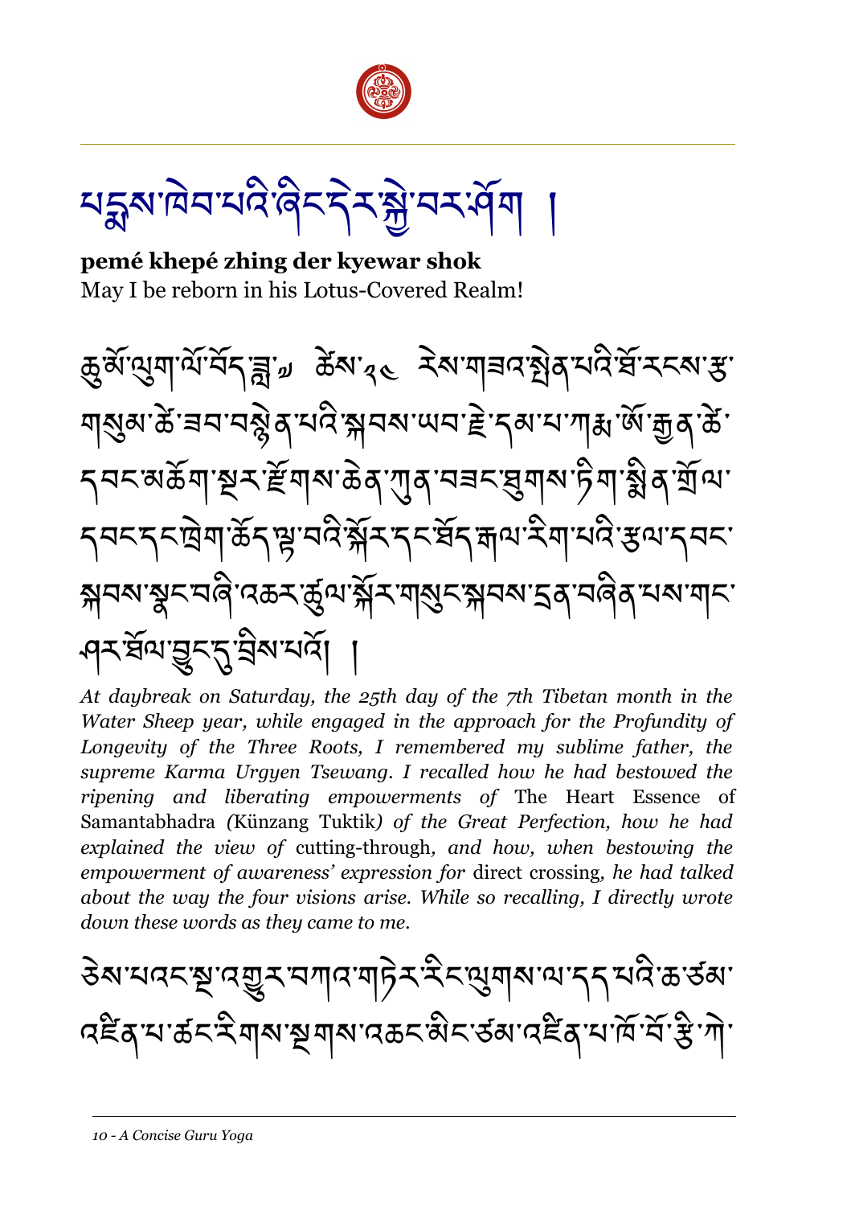# པདྨས་ཁེབ་པའི་ཞིང་དེར་སྐྱེ་བར་ཤོག །

**pemé khepé zhing der kyewar shok**
May I be reborn in his Lotus-Covered Realm!

ཆུ་མོ་ལུག་ལོ་བོད་ཟླ་༧ ཚེས་༢༥ རེས་གཟའ་སྤེན་པའི་ཐོ་རངས་རྩ་གསུམ་ཚེ་ཟབ་བསྙེན་པའི་སྐབས་ཡབ་རྗེ་དམ་པ་ཀརྨ་ཨོ་རྒྱན་ཚེ་དབང་མཆོག་སྔར་རྫོགས་ཆེན་ཀུན་བཟང་ཐུགས་ཏིག་སྨིན་གྲོལ་དབང་དང་ཁྲེགས་ཆོད་ལྟ་བའི་སྐོར་དང་ཐོད་རྒལ་རིག་པའི་རྩལ་དབང་སྐབས་སྣང་བཞི་འཆར་ཚུལ་སྐོར་གསུང་སྐབས་དྲན་བཞིན་པས་གང་ཤར་ཐོལ་བྱུང་དུ་བྲིས་པའོ། །

*At daybreak on Saturday, the 25th day of the 7th Tibetan month in the Water Sheep year, while engaged in the approach for the Profundity of Longevity of the Three Roots, I remembered my sublime father, the supreme Karma Urgyen Tsewang. I recalled how he had bestowed the ripening and liberating empowerments of* The Heart Essence of Samantabhadra *(Künzang Tuktik) of the Great Perfection, how he had explained the view of* cutting-through*, and how, when bestowing the empowerment of awareness' expression for* direct crossing*, he had talked about the way the four visions arise. While so recalling, I directly wrote down these words as they came to me.*

ཅེས་པའང་སྤྲ་འགྱུར་བཀའ་གཏེར་རིང་ལུགས་ལ་དད་པའི་ཆ་ཙམ་འཛིན་པ་ཚང་རིགས་སྤྲུགས་འཆང་མིང་ཙམ་འཛིན་པ་ཁོ་བོ་རྡོ་ཀེ་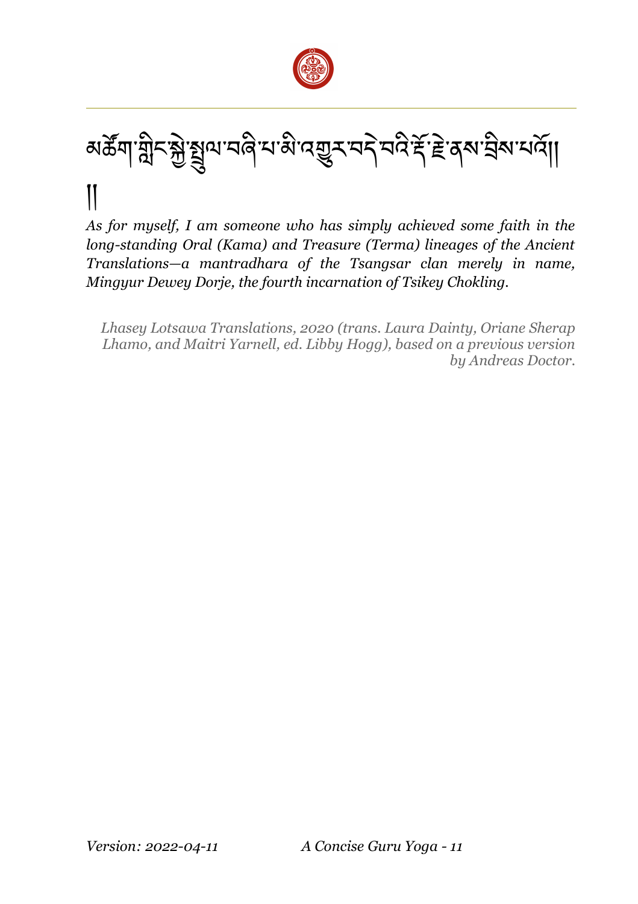མཆོག་གླིང་སྐྱེ་སྤྲུལ་བཞི་པ་མི་འགྱུར་བདེ་བའི་རྡོ་རྗེ་ནས་བྲིས་པའོ།། ||

*As for myself, I am someone who has simply achieved some faith in the long-standing Oral (Kama) and Treasure (Terma) lineages of the Ancient Translations—a mantradhara of the Tsangsar clan merely in name, Mingyur Dewey Dorje, the fourth incarnation of Tsikey Chokling.*

*Lhasey Lotsawa Translations, 2020 (trans. Laura Dainty, Oriane Sherap Lhamo, and Maitri Yarnell, ed. Libby Hogg), based on a previous version by Andreas Doctor.*